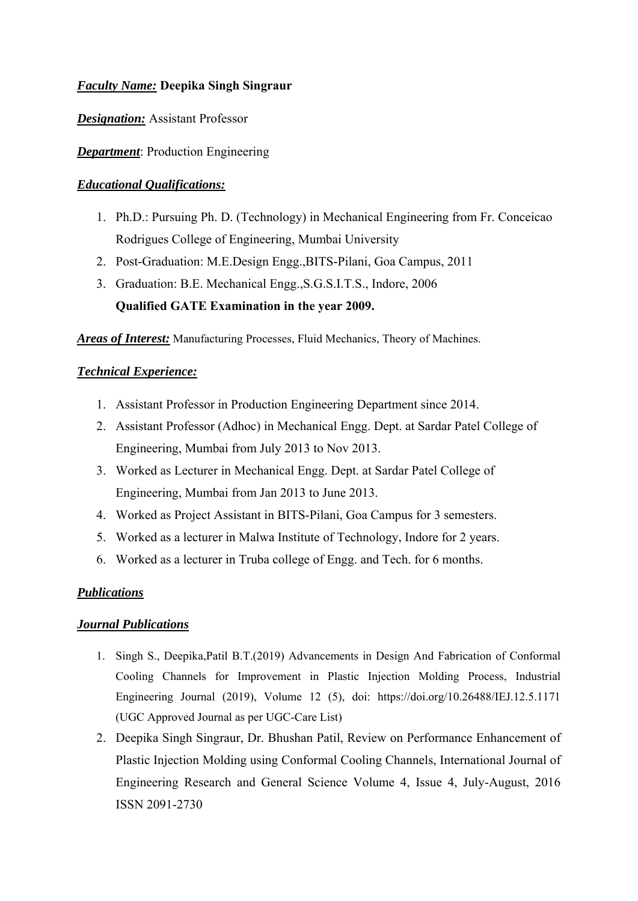***Faculty Name:*** **Deepika Singh Singraur**

***Designation:*** Assistant Professor

***Department***: Production Engineering

***Educational Qualifications:***

1. Ph.D.: Pursuing Ph. D. (Technology) in Mechanical Engineering from Fr. Conceicao Rodrigues College of Engineering, Mumbai University
2. Post-Graduation: M.E.Design Engg.,BITS-Pilani, Goa Campus, 2011
3. Graduation: B.E. Mechanical Engg.,S.G.S.I.T.S., Indore, 2006
   **Qualified GATE Examination in the year 2009.**

***Areas of Interest:*** Manufacturing Processes, Fluid Mechanics, Theory of Machines.

***Technical Experience:***

1. Assistant Professor in Production Engineering Department since 2014.
2. Assistant Professor (Adhoc) in Mechanical Engg. Dept. at Sardar Patel College of Engineering, Mumbai from July 2013 to Nov 2013.
3. Worked as Lecturer in Mechanical Engg. Dept. at Sardar Patel College of Engineering, Mumbai from Jan 2013 to June 2013.
4. Worked as Project Assistant in BITS-Pilani, Goa Campus for 3 semesters.
5. Worked as a lecturer in Malwa Institute of Technology, Indore for 2 years.
6. Worked as a lecturer in Truba college of Engg. and Tech. for 6 months.

***Publications***

***Journal Publications***

1. Singh S., Deepika,Patil B.T.(2019) Advancements in Design And Fabrication of Conformal Cooling Channels for Improvement in Plastic Injection Molding Process, Industrial Engineering Journal (2019), Volume 12 (5), doi: https://doi.org/10.26488/IEJ.12.5.1171 (UGC Approved Journal as per UGC-Care List)
2. Deepika Singh Singraur, Dr. Bhushan Patil, Review on Performance Enhancement of Plastic Injection Molding using Conformal Cooling Channels, International Journal of Engineering Research and General Science Volume 4, Issue 4, July-August, 2016 ISSN 2091-2730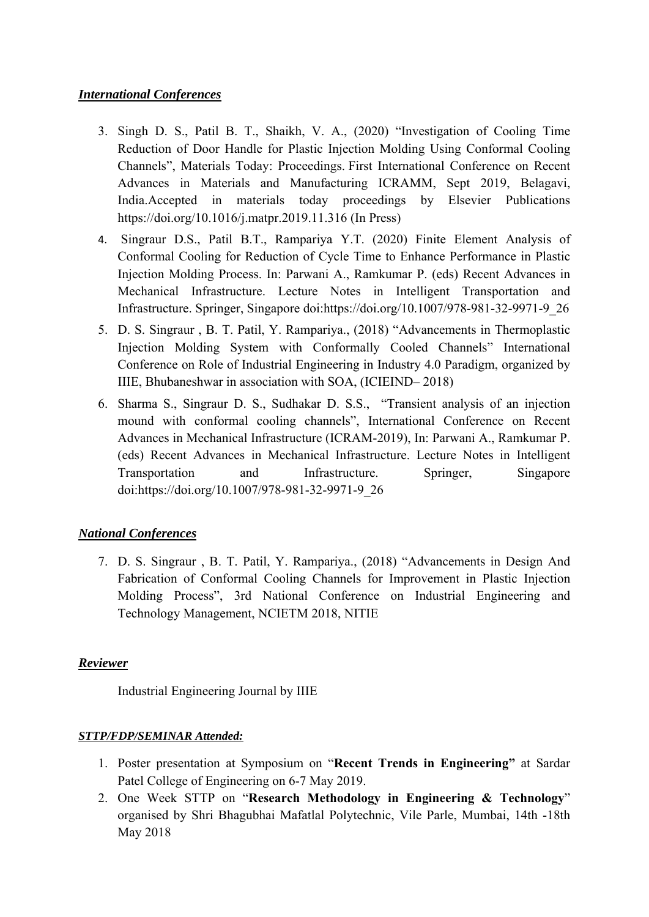***International Conferences***

3. Singh D. S., Patil B. T., Shaikh, V. A., (2020) "Investigation of Cooling Time Reduction of Door Handle for Plastic Injection Molding Using Conformal Cooling Channels", Materials Today: Proceedings. First International Conference on Recent Advances in Materials and Manufacturing ICRAMM, Sept 2019, Belagavi, India.Accepted in materials today proceedings by Elsevier Publications https://doi.org/10.1016/j.matpr.2019.11.316 (In Press)
4. Singraur D.S., Patil B.T., Rampariya Y.T. (2020) Finite Element Analysis of Conformal Cooling for Reduction of Cycle Time to Enhance Performance in Plastic Injection Molding Process. In: Parwani A., Ramkumar P. (eds) Recent Advances in Mechanical Infrastructure. Lecture Notes in Intelligent Transportation and Infrastructure. Springer, Singapore doi:https://doi.org/10.1007/978-981-32-9971-9_26
5. D. S. Singraur , B. T. Patil, Y. Rampariya., (2018) "Advancements in Thermoplastic Injection Molding System with Conformally Cooled Channels" International Conference on Role of Industrial Engineering in Industry 4.0 Paradigm, organized by IIIE, Bhubaneshwar in association with SOA, (ICIEIND– 2018)
6. Sharma S., Singraur D. S., Sudhakar D. S.S., "Transient analysis of an injection mound with conformal cooling channels", International Conference on Recent Advances in Mechanical Infrastructure (ICRAM-2019), In: Parwani A., Ramkumar P. (eds) Recent Advances in Mechanical Infrastructure. Lecture Notes in Intelligent Transportation and Infrastructure. Springer, Singapore doi:https://doi.org/10.1007/978-981-32-9971-9_26

***National Conferences***

7. D. S. Singraur , B. T. Patil, Y. Rampariya., (2018) "Advancements in Design And Fabrication of Conformal Cooling Channels for Improvement in Plastic Injection Molding Process", 3rd National Conference on Industrial Engineering and Technology Management, NCIETM 2018, NITIE

***Reviewer***

Industrial Engineering Journal by IIIE

***STTP/FDP/SEMINAR Attended:***

1. Poster presentation at Symposium on "**Recent Trends in Engineering"** at Sardar Patel College of Engineering on 6-7 May 2019.
2. One Week STTP on "**Research Methodology in Engineering & Technology**" organised by Shri Bhagubhai Mafatlal Polytechnic, Vile Parle, Mumbai, 14th -18th May 2018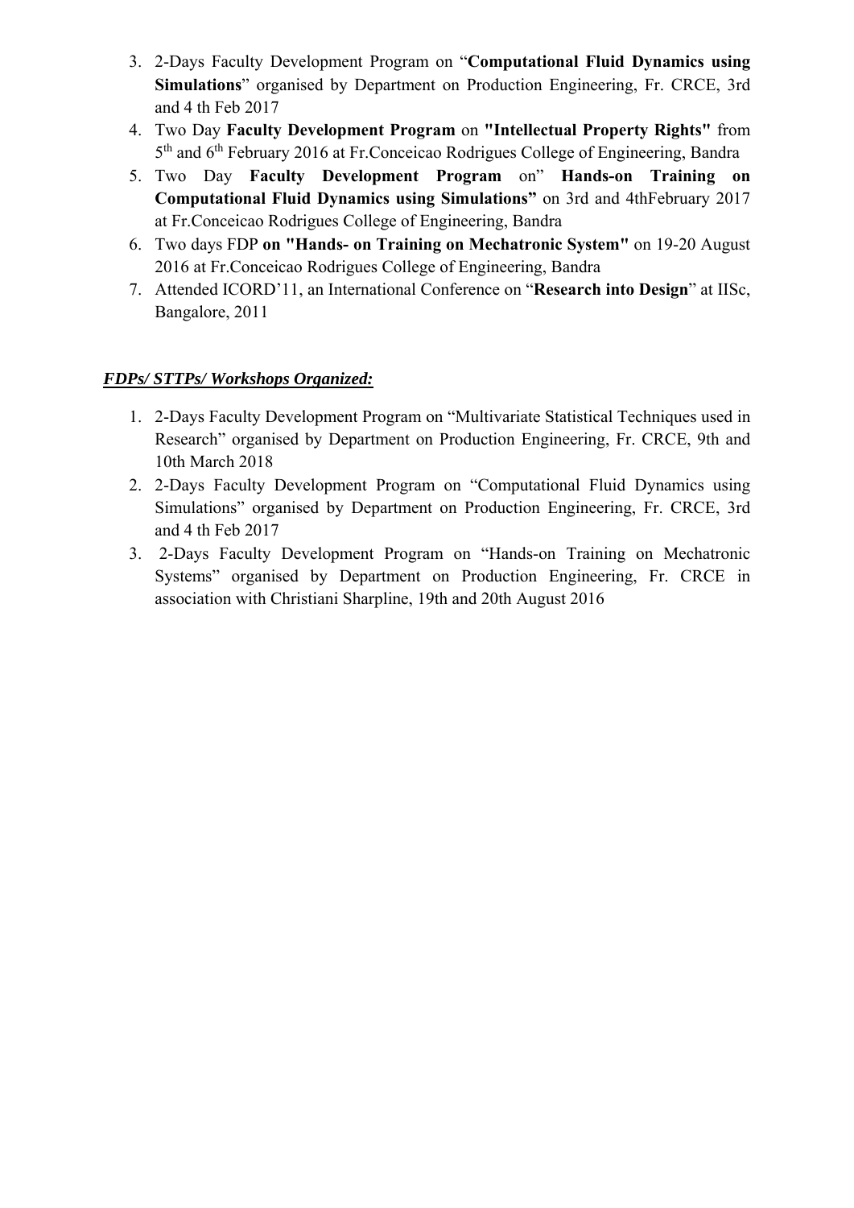3. 2-Days Faculty Development Program on "**Computational Fluid Dynamics using Simulations**" organised by Department on Production Engineering, Fr. CRCE, 3rd and 4 th Feb 2017
4. Two Day **Faculty Development Program** on **"Intellectual Property Rights"** from 5th and 6th February 2016 at Fr.Conceicao Rodrigues College of Engineering, Bandra
5. Two Day **Faculty Development Program** on" **Hands-on Training on Computational Fluid Dynamics using Simulations"** on 3rd and 4thFebruary 2017 at Fr.Conceicao Rodrigues College of Engineering, Bandra
6. Two days FDP **on "Hands- on Training on Mechatronic System"** on 19-20 August 2016 at Fr.Conceicao Rodrigues College of Engineering, Bandra
7. Attended ICORD'11, an International Conference on "**Research into Design**" at IISc, Bangalore, 2011

***FDPs/ STTPs/ Workshops Organized:***

1. 2-Days Faculty Development Program on "Multivariate Statistical Techniques used in Research" organised by Department on Production Engineering, Fr. CRCE, 9th and 10th March 2018
2. 2-Days Faculty Development Program on "Computational Fluid Dynamics using Simulations" organised by Department on Production Engineering, Fr. CRCE, 3rd and 4 th Feb 2017
3. 2-Days Faculty Development Program on "Hands-on Training on Mechatronic Systems" organised by Department on Production Engineering, Fr. CRCE in association with Christiani Sharpline, 19th and 20th August 2016